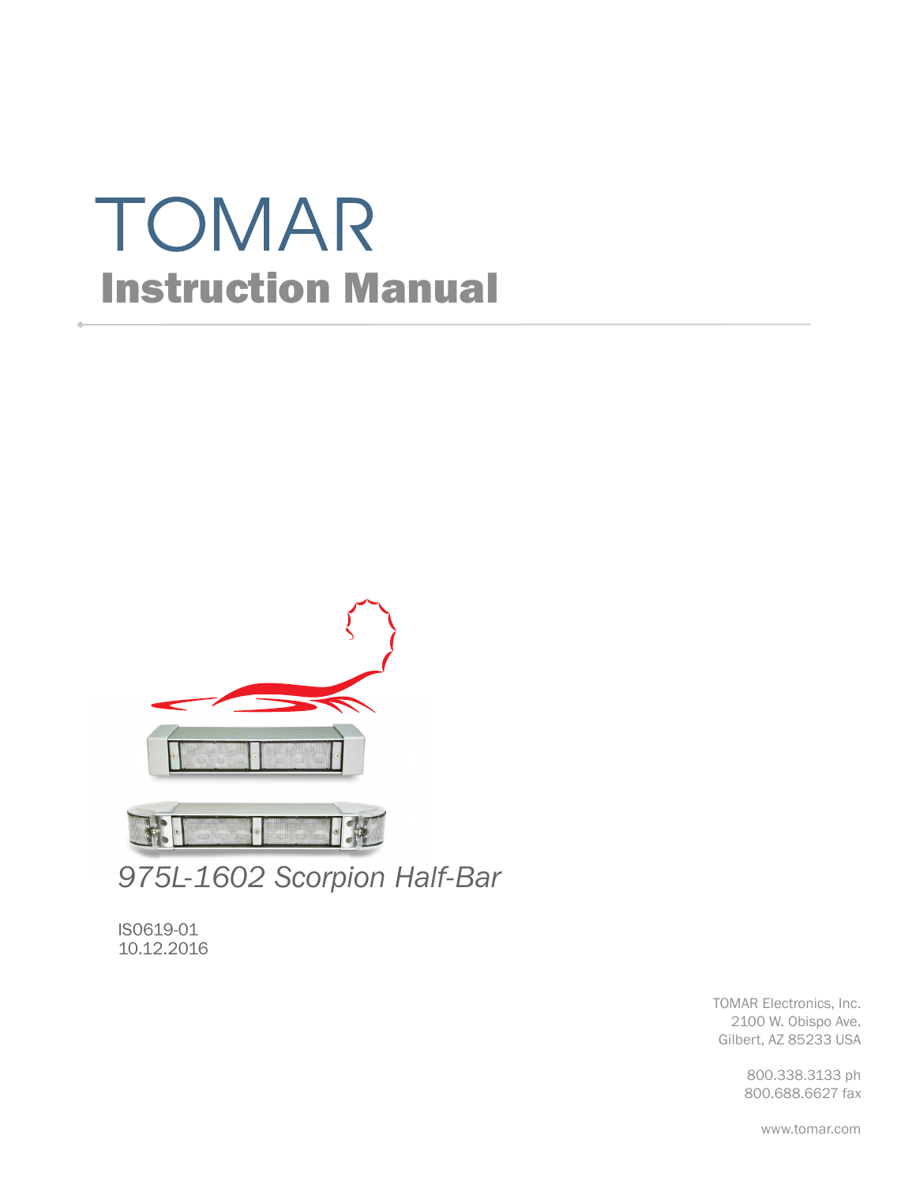# TOMAR

## Instruction Manual

*975L-1602 Scorpion Half-Bar*

IS0619-01
10.12.2016

TOMAR Electronics, Inc.
2100 W. Obispo Ave.
Gilbert, AZ 85233 USA

800.338.3133 ph
800.688.6627 fax

www.tomar.com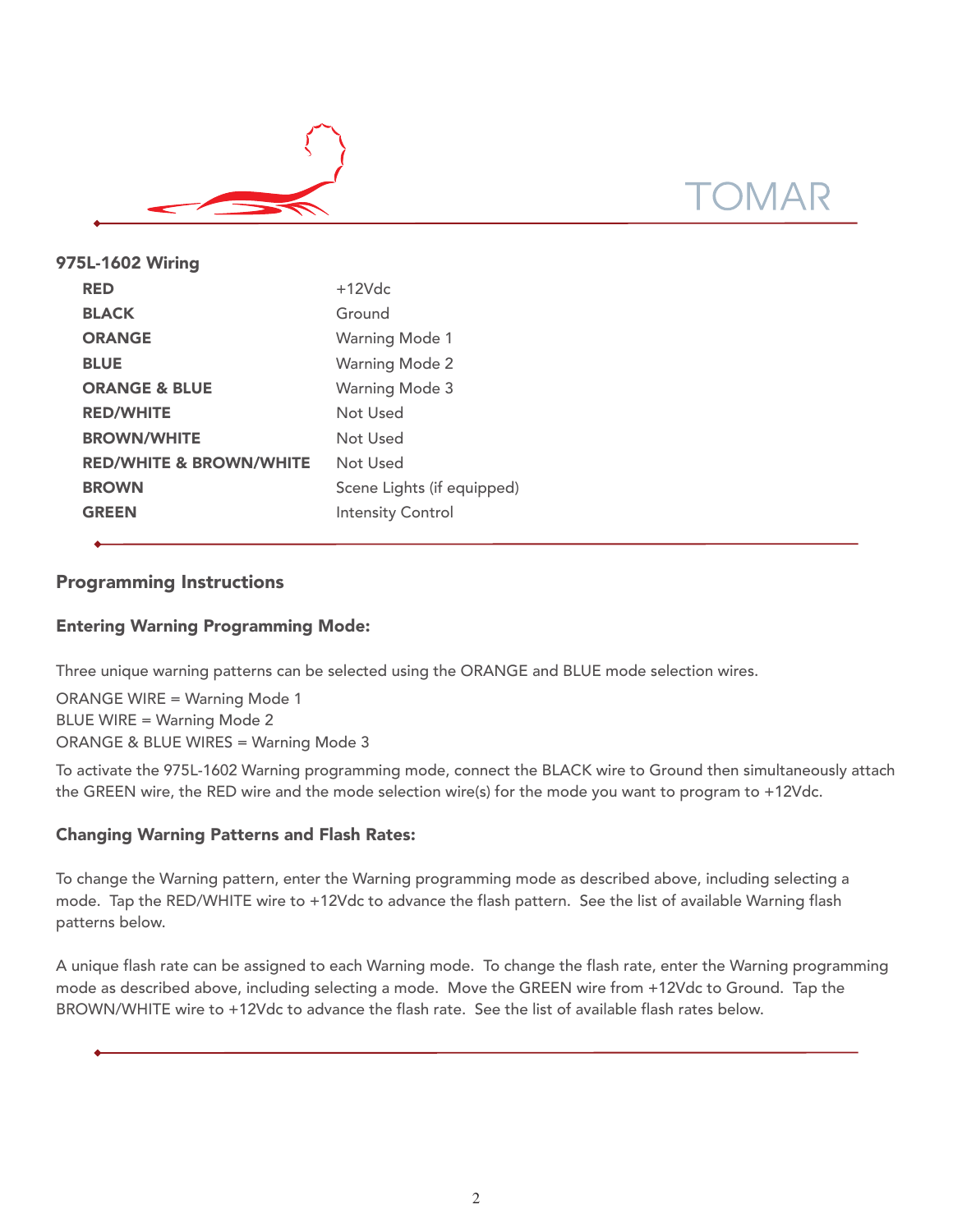## 975L-1602 Wiring

| Wire | Function |
| --- | --- |
| **RED** | +12Vdc |
| **BLACK** | Ground |
| **ORANGE** | Warning Mode 1 |
| **BLUE** | Warning Mode 2 |
| **ORANGE & BLUE** | Warning Mode 3 |
| **RED/WHITE** | Not Used |
| **BROWN/WHITE** | Not Used |
| **RED/WHITE & BROWN/WHITE** | Not Used |
| **BROWN** | Scene Lights (if equipped) |
| **GREEN** | Intensity Control |

## Programming Instructions

### Entering Warning Programming Mode:

Three unique warning patterns can be selected using the ORANGE and BLUE mode selection wires.

ORANGE WIRE = Warning Mode 1
BLUE WIRE = Warning Mode 2
ORANGE & BLUE WIRES = Warning Mode 3

To activate the 975L-1602 Warning programming mode, connect the BLACK wire to Ground then simultaneously attach the GREEN wire, the RED wire and the mode selection wire(s) for the mode you want to program to +12Vdc.

### Changing Warning Patterns and Flash Rates:

To change the Warning pattern, enter the Warning programming mode as described above, including selecting a mode. Tap the RED/WHITE wire to +12Vdc to advance the flash pattern. See the list of available Warning flash patterns below.

A unique flash rate can be assigned to each Warning mode. To change the flash rate, enter the Warning programming mode as described above, including selecting a mode. Move the GREEN wire from +12Vdc to Ground. Tap the BROWN/WHITE wire to +12Vdc to advance the flash rate. See the list of available flash rates below.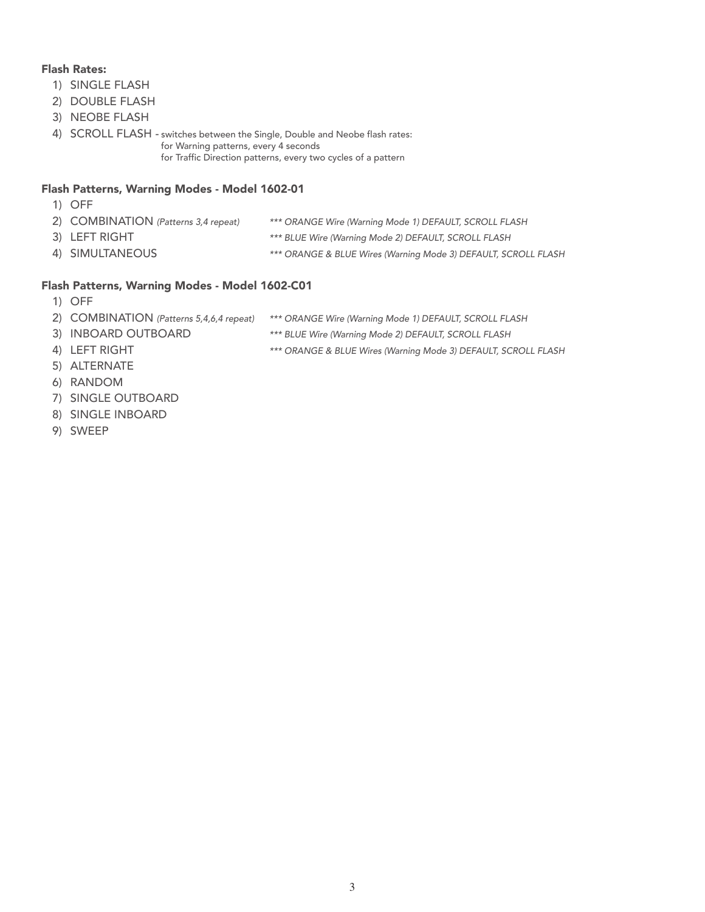### Flash Rates:

1) SINGLE FLASH
2) DOUBLE FLASH
3) NEOBE FLASH
4) SCROLL FLASH - switches between the Single, Double and Neobe flash rates:
   for Warning patterns, every 4 seconds
   for Traffic Direction patterns, every two cycles of a pattern

### Flash Patterns, Warning Modes - Model 1602-01

1) OFF
2) COMBINATION *(Patterns 3,4 repeat)* *\*\*\* ORANGE Wire (Warning Mode 1) DEFAULT, SCROLL FLASH*
3) LEFT RIGHT *\*\*\* BLUE Wire (Warning Mode 2) DEFAULT, SCROLL FLASH*
4) SIMULTANEOUS *\*\*\* ORANGE & BLUE Wires (Warning Mode 3) DEFAULT, SCROLL FLASH*

### Flash Patterns, Warning Modes - Model 1602-C01

1) OFF
2) COMBINATION *(Patterns 5,4,6,4 repeat)* *\*\*\* ORANGE Wire (Warning Mode 1) DEFAULT, SCROLL FLASH*
3) INBOARD OUTBOARD *\*\*\* BLUE Wire (Warning Mode 2) DEFAULT, SCROLL FLASH*
4) LEFT RIGHT *\*\*\* ORANGE & BLUE Wires (Warning Mode 3) DEFAULT, SCROLL FLASH*
5) ALTERNATE
6) RANDOM
7) SINGLE OUTBOARD
8) SINGLE INBOARD
9) SWEEP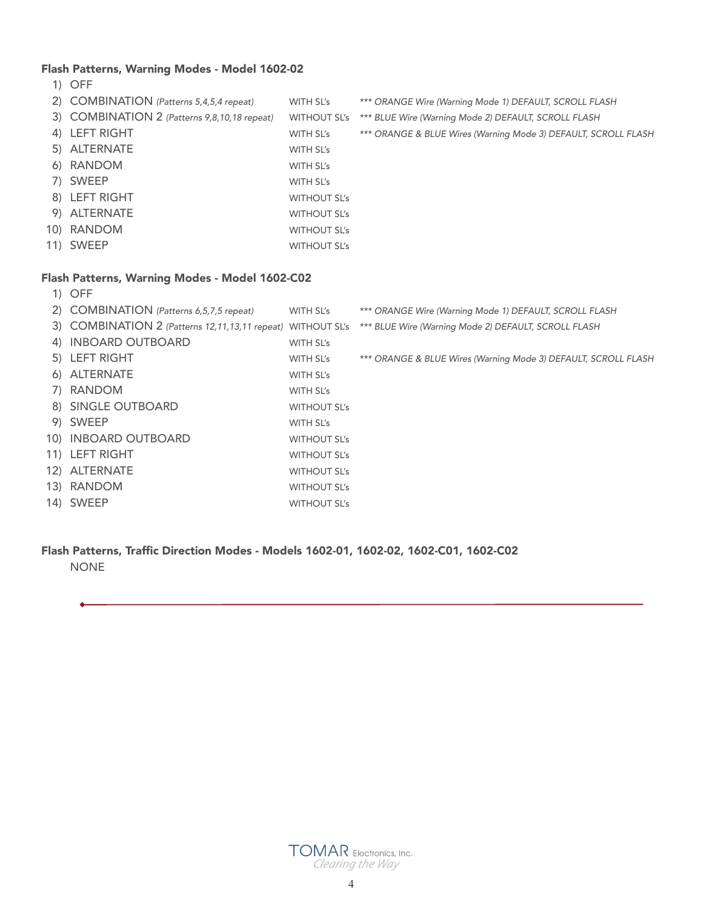### Flash Patterns, Warning Modes - Model 1602-02

| | | |
|---|---|---|
| 1) OFF | | |
| 2) COMBINATION *(Patterns 5,4,5,4 repeat)* | WITH SL's | *\*\*\* ORANGE Wire (Warning Mode 1) DEFAULT, SCROLL FLASH* |
| 3) COMBINATION 2 *(Patterns 9,8,10,18 repeat)* | WITHOUT SL's | *\*\*\* BLUE Wire (Warning Mode 2) DEFAULT, SCROLL FLASH* |
| 4) LEFT RIGHT | WITH SL's | *\*\*\* ORANGE & BLUE Wires (Warning Mode 3) DEFAULT, SCROLL FLASH* |
| 5) ALTERNATE | WITH SL's | |
| 6) RANDOM | WITH SL's | |
| 7) SWEEP | WITH SL's | |
| 8) LEFT RIGHT | WITHOUT SL's | |
| 9) ALTERNATE | WITHOUT SL's | |
| 10) RANDOM | WITHOUT SL's | |
| 11) SWEEP | WITHOUT SL's | |

### Flash Patterns, Warning Modes - Model 1602-C02

| | | |
|---|---|---|
| 1) OFF | | |
| 2) COMBINATION *(Patterns 6,5,7,5 repeat)* | WITH SL's | *\*\*\* ORANGE Wire (Warning Mode 1) DEFAULT, SCROLL FLASH* |
| 3) COMBINATION 2 *(Patterns 12,11,13,11 repeat)* | WITHOUT SL's | *\*\*\* BLUE Wire (Warning Mode 2) DEFAULT, SCROLL FLASH* |
| 4) INBOARD OUTBOARD | WITH SL's | |
| 5) LEFT RIGHT | WITH SL's | *\*\*\* ORANGE & BLUE Wires (Warning Mode 3) DEFAULT, SCROLL FLASH* |
| 6) ALTERNATE | WITH SL's | |
| 7) RANDOM | WITH SL's | |
| 8) SINGLE OUTBOARD | WITHOUT SL's | |
| 9) SWEEP | WITH SL's | |
| 10) INBOARD OUTBOARD | WITHOUT SL's | |
| 11) LEFT RIGHT | WITHOUT SL's | |
| 12) ALTERNATE | WITHOUT SL's | |
| 13) RANDOM | WITHOUT SL's | |
| 14) SWEEP | WITHOUT SL's | |

### Flash Patterns, Traffic Direction Modes - Models 1602-01, 1602-02, 1602-C01, 1602-C02

NONE

TOMAR Electronics, Inc.
*Clearing the Way*